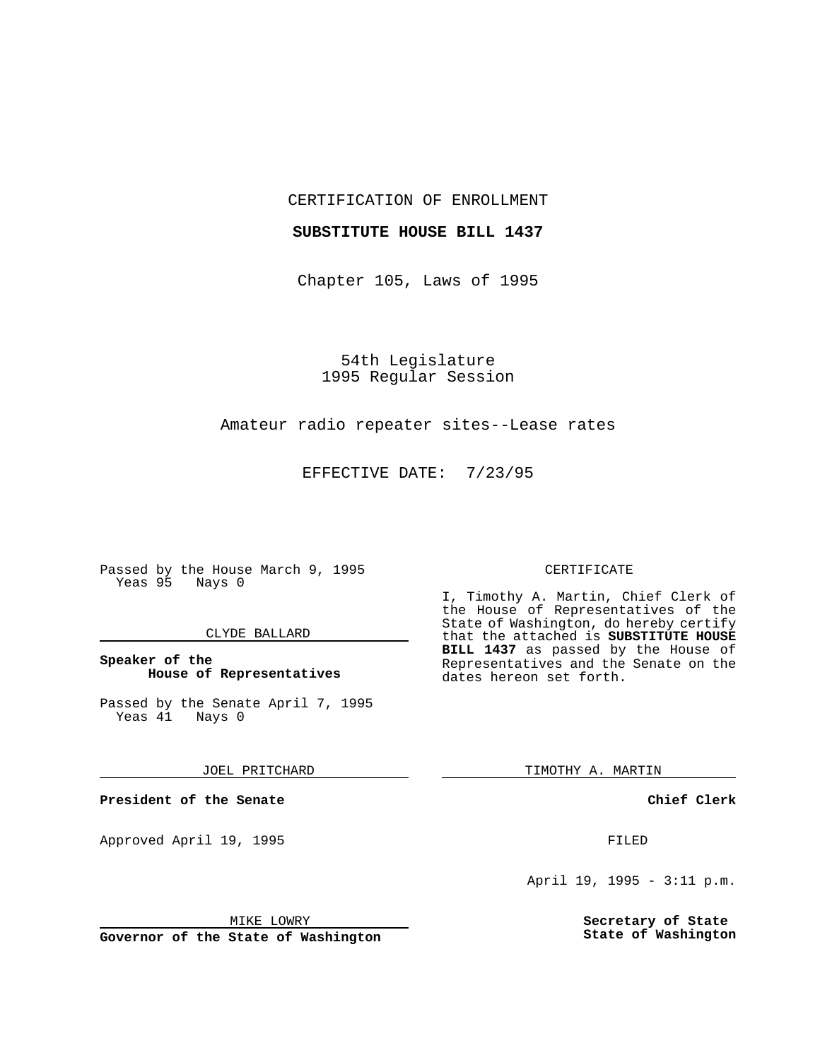CERTIFICATION OF ENROLLMENT

**SUBSTITUTE HOUSE BILL 1437**

Chapter 105, Laws of 1995

54th Legislature
1995 Regular Session

Amateur radio repeater sites--Lease rates

EFFECTIVE DATE: 7/23/95

Passed by the House March 9, 1995
Yeas 95 Nays 0

CLYDE BALLARD

**Speaker of the House of Representatives**

Passed by the Senate April 7, 1995
Yeas 41 Nays 0

JOEL PRITCHARD

**President of the Senate**

Approved April 19, 1995

MIKE LOWRY

**Governor of the State of Washington**

CERTIFICATE

I, Timothy A. Martin, Chief Clerk of the House of Representatives of the State of Washington, do hereby certify that the attached is **SUBSTITUTE HOUSE BILL 1437** as passed by the House of Representatives and the Senate on the dates hereon set forth.

TIMOTHY A. MARTIN

**Chief Clerk**

FILED

April 19, 1995 - 3:11 p.m.

**Secretary of State**
**State of Washington**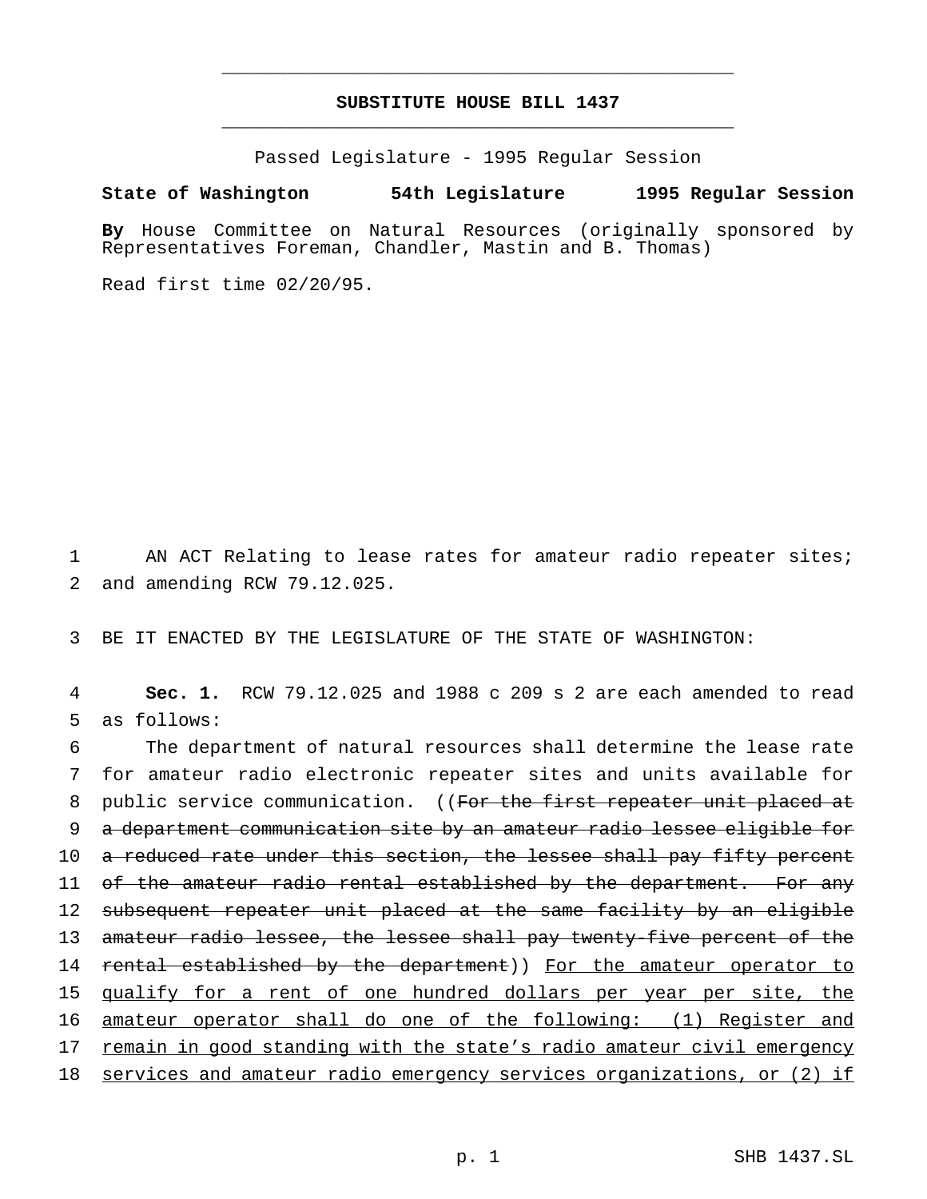# SUBSTITUTE HOUSE BILL 1437

Passed Legislature - 1995 Regular Session

**State of Washington 54th Legislature 1995 Regular Session**

**By** House Committee on Natural Resources (originally sponsored by Representatives Foreman, Chandler, Mastin and B. Thomas)

Read first time 02/20/95.

AN ACT Relating to lease rates for amateur radio repeater sites; and amending RCW 79.12.025.

BE IT ENACTED BY THE LEGISLATURE OF THE STATE OF WASHINGTON:

**Sec. 1.** RCW 79.12.025 and 1988 c 209 s 2 are each amended to read as follows:

The department of natural resources shall determine the lease rate for amateur radio electronic repeater sites and units available for public service communication. ((~~For the first repeater unit placed at a department communication site by an amateur radio lessee eligible for a reduced rate under this section, the lessee shall pay fifty percent of the amateur radio rental established by the department. For any subsequent repeater unit placed at the same facility by an eligible amateur radio lessee, the lessee shall pay twenty-five percent of the rental established by the department~~)) <u>For the amateur operator to qualify for a rent of one hundred dollars per year per site, the amateur operator shall do one of the following: (1) Register and remain in good standing with the state's radio amateur civil emergency services and amateur radio emergency services organizations, or (2) if</u>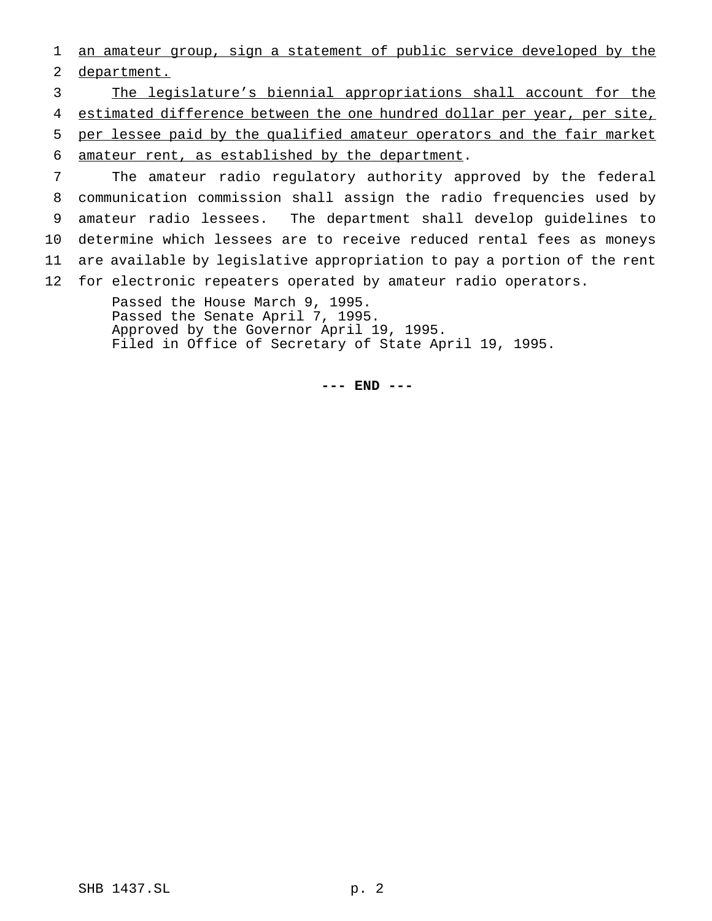an amateur group, sign a statement of public service developed by the department.

The legislature's biennial appropriations shall account for the estimated difference between the one hundred dollar per year, per site, per lessee paid by the qualified amateur operators and the fair market amateur rent, as established by the department.

The amateur radio regulatory authority approved by the federal communication commission shall assign the radio frequencies used by amateur radio lessees. The department shall develop guidelines to determine which lessees are to receive reduced rental fees as moneys are available by legislative appropriation to pay a portion of the rent for electronic repeaters operated by amateur radio operators.

Passed the House March 9, 1995.
Passed the Senate April 7, 1995.
Approved by the Governor April 19, 1995.
Filed in Office of Secretary of State April 19, 1995.

**--- END ---**